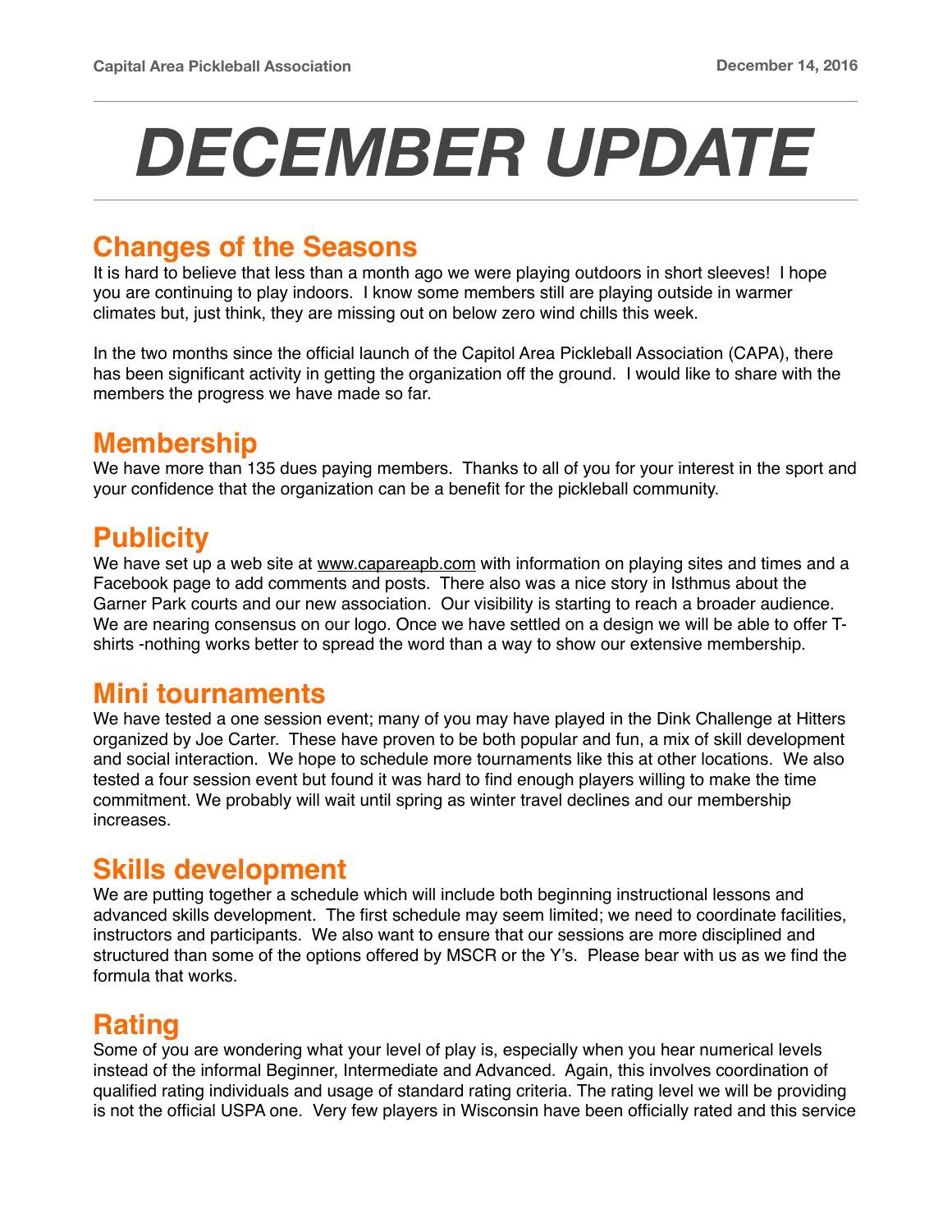Capital Area Pickleball Association December 14, 2016

# DECEMBER UPDATE

## Changes of the Seasons

It is hard to believe that less than a month ago we were playing outdoors in short sleeves! I hope you are continuing to play indoors. I know some members still are playing outside in warmer climates but, just think, they are missing out on below zero wind chills this week.

In the two months since the official launch of the Capitol Area Pickleball Association (CAPA), there has been significant activity in getting the organization off the ground. I would like to share with the members the progress we have made so far.

## Membership

We have more than 135 dues paying members. Thanks to all of you for your interest in the sport and your confidence that the organization can be a benefit for the pickleball community.

## Publicity

We have set up a web site at www.capareapb.com with information on playing sites and times and a Facebook page to add comments and posts. There also was a nice story in Isthmus about the Garner Park courts and our new association. Our visibility is starting to reach a broader audience. We are nearing consensus on our logo. Once we have settled on a design we will be able to offer T-shirts -nothing works better to spread the word than a way to show our extensive membership.

## Mini tournaments

We have tested a one session event; many of you may have played in the Dink Challenge at Hitters organized by Joe Carter. These have proven to be both popular and fun, a mix of skill development and social interaction. We hope to schedule more tournaments like this at other locations. We also tested a four session event but found it was hard to find enough players willing to make the time commitment. We probably will wait until spring as winter travel declines and our membership increases.

## Skills development

We are putting together a schedule which will include both beginning instructional lessons and advanced skills development. The first schedule may seem limited; we need to coordinate facilities, instructors and participants. We also want to ensure that our sessions are more disciplined and structured than some of the options offered by MSCR or the Y's. Please bear with us as we find the formula that works.

## Rating

Some of you are wondering what your level of play is, especially when you hear numerical levels instead of the informal Beginner, Intermediate and Advanced. Again, this involves coordination of qualified rating individuals and usage of standard rating criteria. The rating level we will be providing is not the official USPA one. Very few players in Wisconsin have been officially rated and this service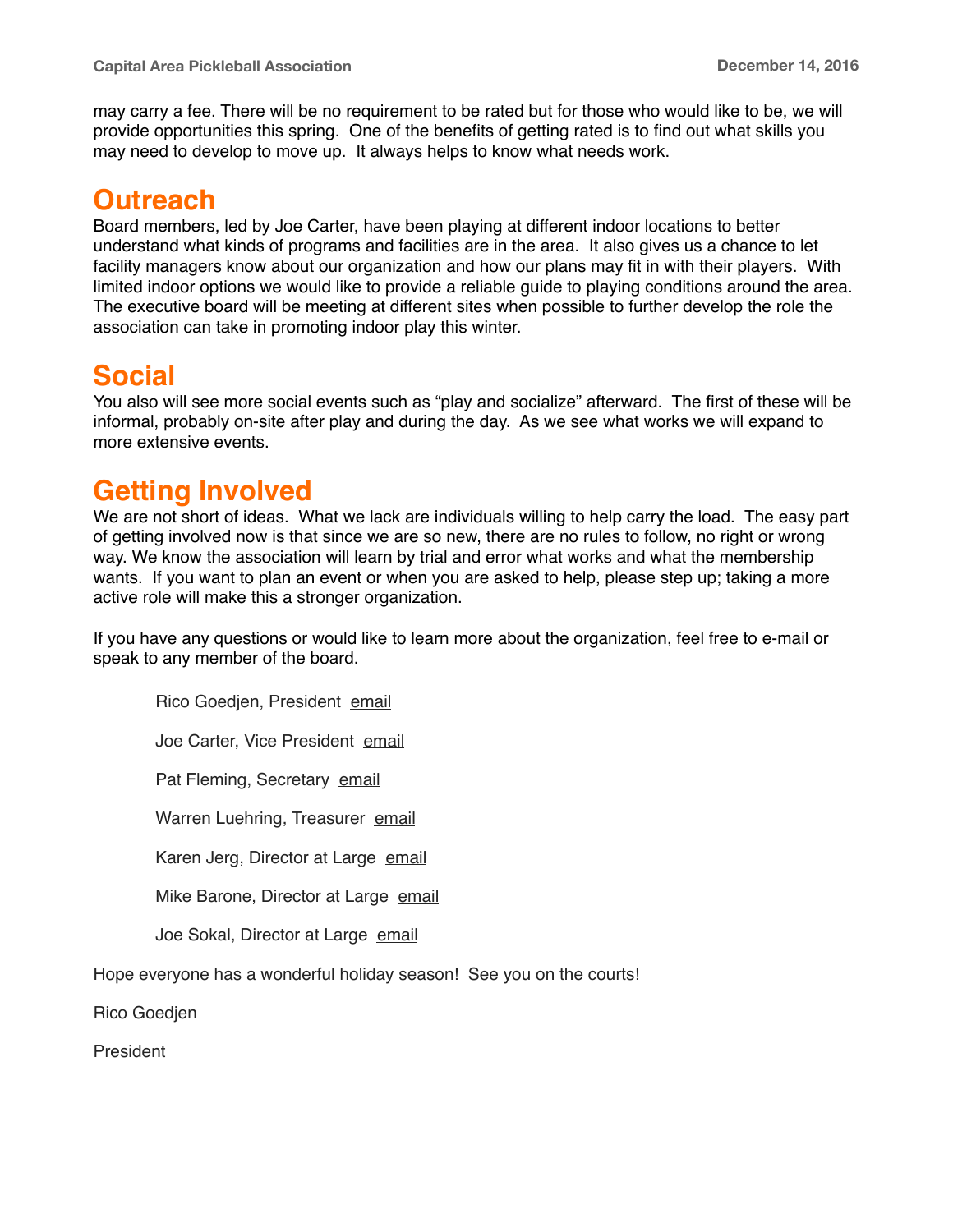may carry a fee. There will be no requirement to be rated but for those who would like to be, we will provide opportunities this spring.  One of the benefits of getting rated is to find out what skills you may need to develop to move up.  It always helps to know what needs work.

## Outreach

Board members, led by Joe Carter, have been playing at different indoor locations to better understand what kinds of programs and facilities are in the area.  It also gives us a chance to let facility managers know about our organization and how our plans may fit in with their players.  With limited indoor options we would like to provide a reliable guide to playing conditions around the area. The executive board will be meeting at different sites when possible to further develop the role the association can take in promoting indoor play this winter.

## Social

You also will see more social events such as "play and socialize" afterward.  The first of these will be informal, probably on-site after play and during the day.  As we see what works we will expand to more extensive events.

## Getting Involved

We are not short of ideas.  What we lack are individuals willing to help carry the load.  The easy part of getting involved now is that since we are so new, there are no rules to follow, no right or wrong way. We know the association will learn by trial and error what works and what the membership wants.  If you want to plan an event or when you are asked to help, please step up; taking a more active role will make this a stronger organization.

If you have any questions or would like to learn more about the organization, feel free to e-mail or speak to any member of the board.

Rico Goedjen, President  email

Joe Carter, Vice President  email

Pat Fleming, Secretary  email

Warren Luehring, Treasurer  email

Karen Jerg, Director at Large  email

Mike Barone, Director at Large  email

Joe Sokal, Director at Large  email

Hope everyone has a wonderful holiday season!  See you on the courts!

Rico Goedjen

President